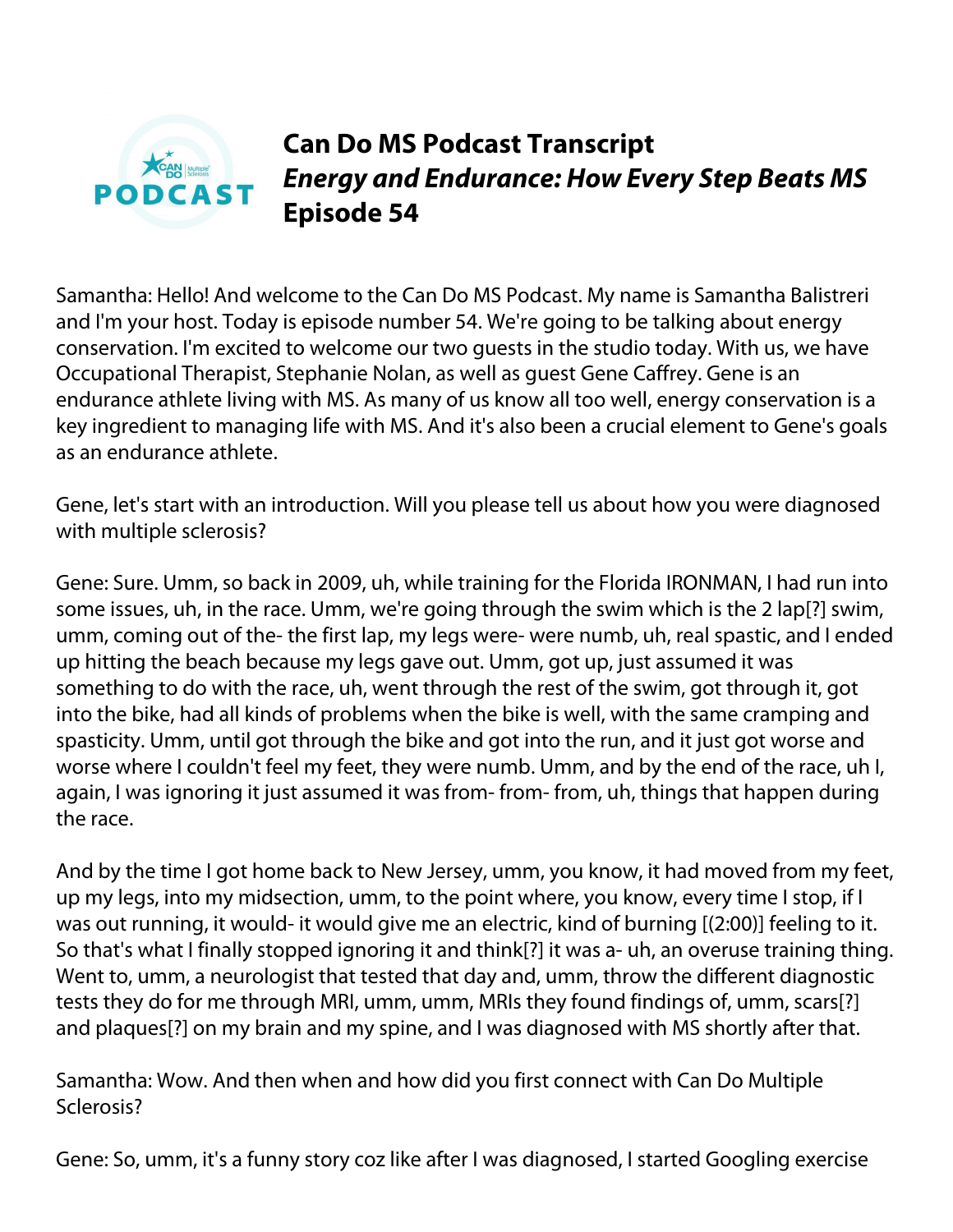# Can Do MS Podcast Transcript
## *Energy and Endurance: How Every Step Beats MS*
## Episode 54

Samantha: Hello! And welcome to the Can Do MS Podcast. My name is Samantha Balistreri and I'm your host. Today is episode number 54. We're going to be talking about energy conservation. I'm excited to welcome our two guests in the studio today. With us, we have Occupational Therapist, Stephanie Nolan, as well as guest Gene Caffrey. Gene is an endurance athlete living with MS. As many of us know all too well, energy conservation is a key ingredient to managing life with MS. And it's also been a crucial element to Gene's goals as an endurance athlete.

Gene, let's start with an introduction. Will you please tell us about how you were diagnosed with multiple sclerosis?

Gene: Sure. Umm, so back in 2009, uh, while training for the Florida IRONMAN, I had run into some issues, uh, in the race. Umm, we're going through the swim which is the 2 lap[?] swim, umm, coming out of the- the first lap, my legs were- were numb, uh, real spastic, and I ended up hitting the beach because my legs gave out. Umm, got up, just assumed it was something to do with the race, uh, went through the rest of the swim, got through it, got into the bike, had all kinds of problems when the bike is well, with the same cramping and spasticity. Umm, until got through the bike and got into the run, and it just got worse and worse where I couldn't feel my feet, they were numb. Umm, and by the end of the race, uh I, again, I was ignoring it just assumed it was from- from- from, uh, things that happen during the race.

And by the time I got home back to New Jersey, umm, you know, it had moved from my feet, up my legs, into my midsection, umm, to the point where, you know, every time I stop, if I was out running, it would- it would give me an electric, kind of burning [(2:00)] feeling to it. So that's what I finally stopped ignoring it and think[?] it was a- uh, an overuse training thing. Went to, umm, a neurologist that tested that day and, umm, throw the different diagnostic tests they do for me through MRI, umm, umm, MRIs they found findings of, umm, scars[?] and plaques[?] on my brain and my spine, and I was diagnosed with MS shortly after that.

Samantha: Wow. And then when and how did you first connect with Can Do Multiple Sclerosis?

Gene: So, umm, it's a funny story coz like after I was diagnosed, I started Googling exercise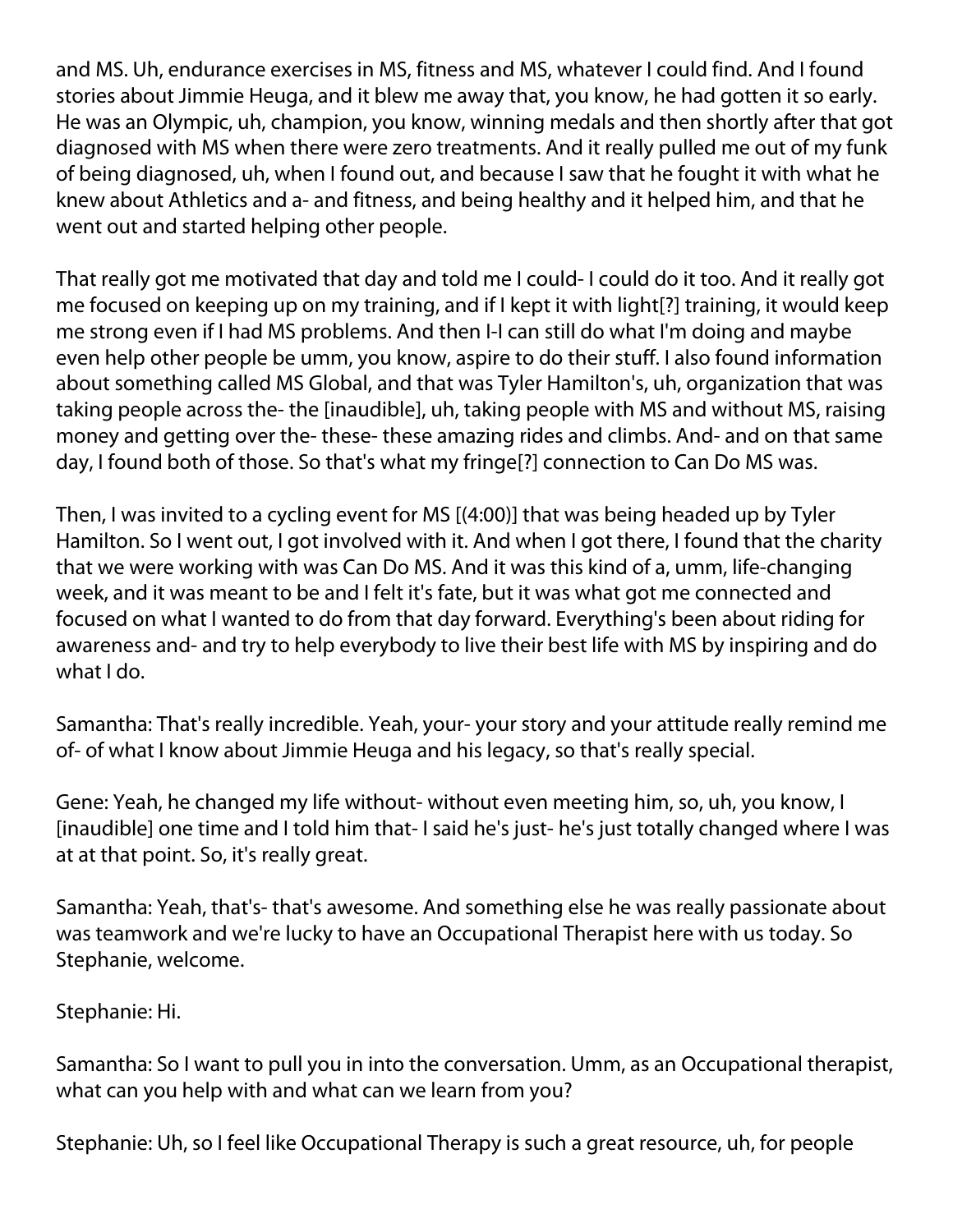and MS. Uh, endurance exercises in MS, fitness and MS, whatever I could find. And I found stories about Jimmie Heuga, and it blew me away that, you know, he had gotten it so early. He was an Olympic, uh, champion, you know, winning medals and then shortly after that got diagnosed with MS when there were zero treatments. And it really pulled me out of my funk of being diagnosed, uh, when I found out, and because I saw that he fought it with what he knew about Athletics and a- and fitness, and being healthy and it helped him, and that he went out and started helping other people.

That really got me motivated that day and told me I could- I could do it too. And it really got me focused on keeping up on my training, and if I kept it with light[?] training, it would keep me strong even if I had MS problems. And then I-I can still do what I'm doing and maybe even help other people be umm, you know, aspire to do their stuff. I also found information about something called MS Global, and that was Tyler Hamilton's, uh, organization that was taking people across the- the [inaudible], uh, taking people with MS and without MS, raising money and getting over the- these- these amazing rides and climbs. And- and on that same day, I found both of those. So that's what my fringe[?] connection to Can Do MS was.

Then, I was invited to a cycling event for MS [(4:00)] that was being headed up by Tyler Hamilton. So I went out, I got involved with it. And when I got there, I found that the charity that we were working with was Can Do MS. And it was this kind of a, umm, life-changing week, and it was meant to be and I felt it's fate, but it was what got me connected and focused on what I wanted to do from that day forward. Everything's been about riding for awareness and- and try to help everybody to live their best life with MS by inspiring and do what I do.

Samantha: That's really incredible. Yeah, your- your story and your attitude really remind me of- of what I know about Jimmie Heuga and his legacy, so that's really special.

Gene: Yeah, he changed my life without- without even meeting him, so, uh, you know, I [inaudible] one time and I told him that- I said he's just- he's just totally changed where I was at at that point. So, it's really great.

Samantha: Yeah, that's- that's awesome. And something else he was really passionate about was teamwork and we're lucky to have an Occupational Therapist here with us today. So Stephanie, welcome.

Stephanie: Hi.

Samantha: So I want to pull you in into the conversation. Umm, as an Occupational therapist, what can you help with and what can we learn from you?

Stephanie: Uh, so I feel like Occupational Therapy is such a great resource, uh, for people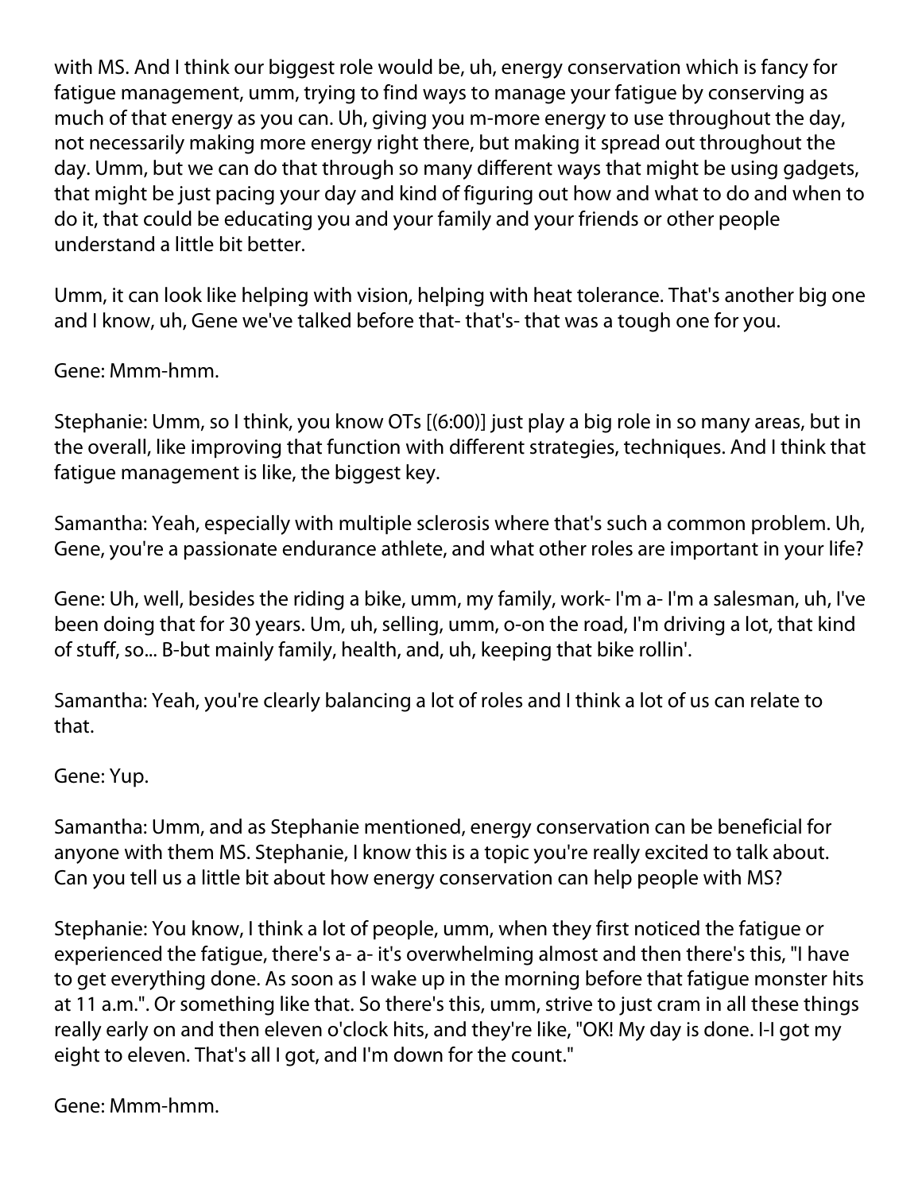with MS. And I think our biggest role would be, uh, energy conservation which is fancy for fatigue management, umm, trying to find ways to manage your fatigue by conserving as much of that energy as you can. Uh, giving you m-more energy to use throughout the day, not necessarily making more energy right there, but making it spread out throughout the day. Umm, but we can do that through so many different ways that might be using gadgets, that might be just pacing your day and kind of figuring out how and what to do and when to do it, that could be educating you and your family and your friends or other people understand a little bit better.

Umm, it can look like helping with vision, helping with heat tolerance. That's another big one and I know, uh, Gene we've talked before that- that's- that was a tough one for you.

Gene: Mmm-hmm.

Stephanie: Umm, so I think, you know OTs [(6:00)] just play a big role in so many areas, but in the overall, like improving that function with different strategies, techniques. And I think that fatigue management is like, the biggest key.

Samantha: Yeah, especially with multiple sclerosis where that's such a common problem. Uh, Gene, you're a passionate endurance athlete, and what other roles are important in your life?

Gene: Uh, well, besides the riding a bike, umm, my family, work- I'm a- I'm a salesman, uh, I've been doing that for 30 years. Um, uh, selling, umm, o-on the road, I'm driving a lot, that kind of stuff, so... B-but mainly family, health, and, uh, keeping that bike rollin'.

Samantha: Yeah, you're clearly balancing a lot of roles and I think a lot of us can relate to that.

Gene: Yup.

Samantha: Umm, and as Stephanie mentioned, energy conservation can be beneficial for anyone with them MS. Stephanie, I know this is a topic you're really excited to talk about. Can you tell us a little bit about how energy conservation can help people with MS?

Stephanie: You know, I think a lot of people, umm, when they first noticed the fatigue or experienced the fatigue, there's a- a- it's overwhelming almost and then there's this, "I have to get everything done. As soon as I wake up in the morning before that fatigue monster hits at 11 a.m.". Or something like that. So there's this, umm, strive to just cram in all these things really early on and then eleven o'clock hits, and they're like, "OK! My day is done. I-I got my eight to eleven. That's all I got, and I'm down for the count."

Gene: Mmm-hmm.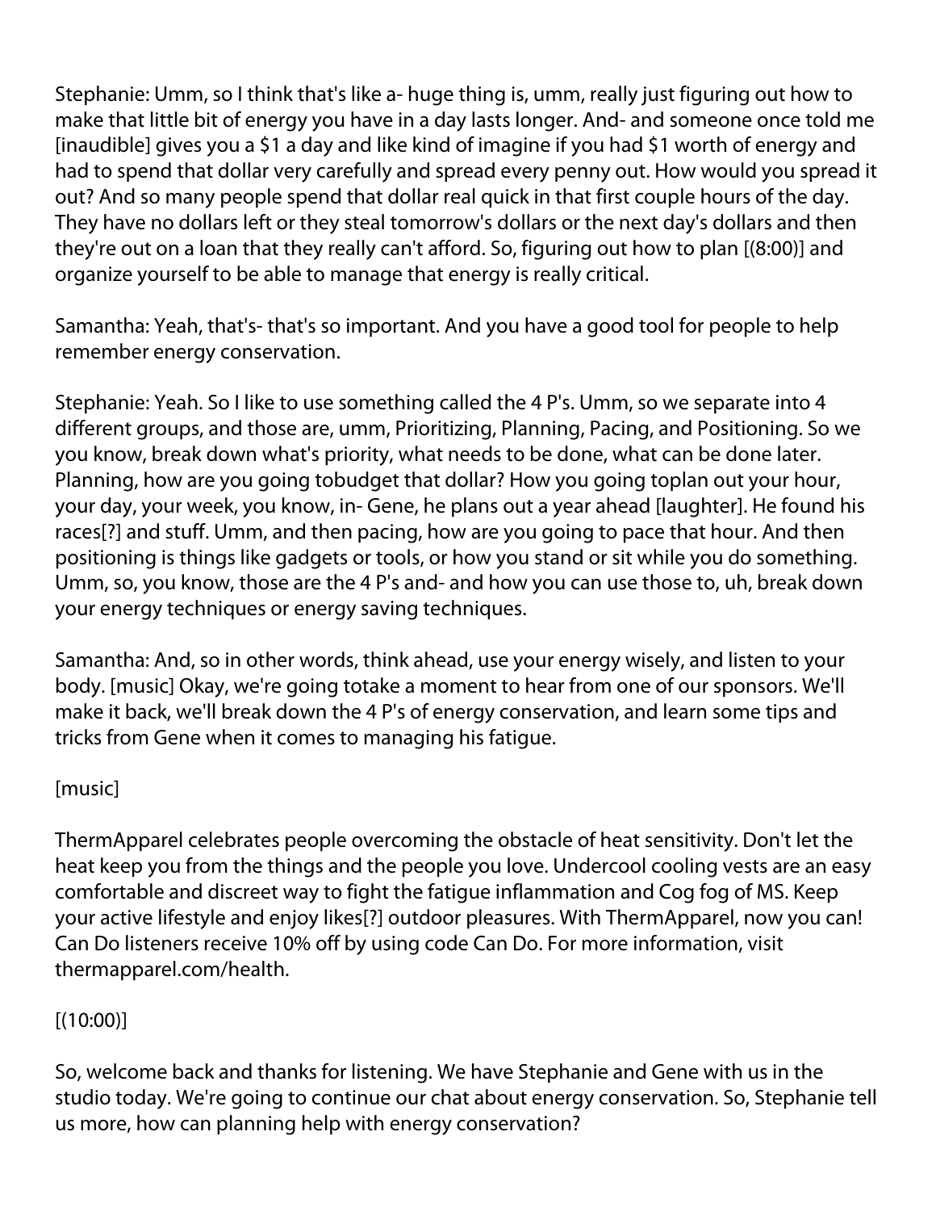Stephanie: Umm, so I think that's like a- huge thing is, umm, really just figuring out how to make that little bit of energy you have in a day lasts longer. And- and someone once told me [inaudible] gives you a $1 a day and like kind of imagine if you had $1 worth of energy and had to spend that dollar very carefully and spread every penny out. How would you spread it out? And so many people spend that dollar real quick in that first couple hours of the day. They have no dollars left or they steal tomorrow's dollars or the next day's dollars and then they're out on a loan that they really can't afford. So, figuring out how to plan [(8:00)] and organize yourself to be able to manage that energy is really critical.

Samantha: Yeah, that's- that's so important. And you have a good tool for people to help remember energy conservation.

Stephanie: Yeah. So I like to use something called the 4 P's. Umm, so we separate into 4 different groups, and those are, umm, Prioritizing, Planning, Pacing, and Positioning. So we you know, break down what's priority, what needs to be done, what can be done later. Planning, how are you going tobudget that dollar? How you going toplan out your hour, your day, your week, you know, in- Gene, he plans out a year ahead [laughter]. He found his races[?] and stuff. Umm, and then pacing, how are you going to pace that hour. And then positioning is things like gadgets or tools, or how you stand or sit while you do something. Umm, so, you know, those are the 4 P's and- and how you can use those to, uh, break down your energy techniques or energy saving techniques.

Samantha: And, so in other words, think ahead, use your energy wisely, and listen to your body. [music] Okay, we're going totake a moment to hear from one of our sponsors. We'll make it back, we'll break down the 4 P's of energy conservation, and learn some tips and tricks from Gene when it comes to managing his fatigue.

[music]

ThermApparel celebrates people overcoming the obstacle of heat sensitivity. Don't let the heat keep you from the things and the people you love. Undercool cooling vests are an easy comfortable and discreet way to fight the fatigue inflammation and Cog fog of MS. Keep your active lifestyle and enjoy likes[?] outdoor pleasures. With ThermApparel, now you can! Can Do listeners receive 10% off by using code Can Do. For more information, visit thermapparel.com/health.

[(10:00)]

So, welcome back and thanks for listening. We have Stephanie and Gene with us in the studio today. We're going to continue our chat about energy conservation. So, Stephanie tell us more, how can planning help with energy conservation?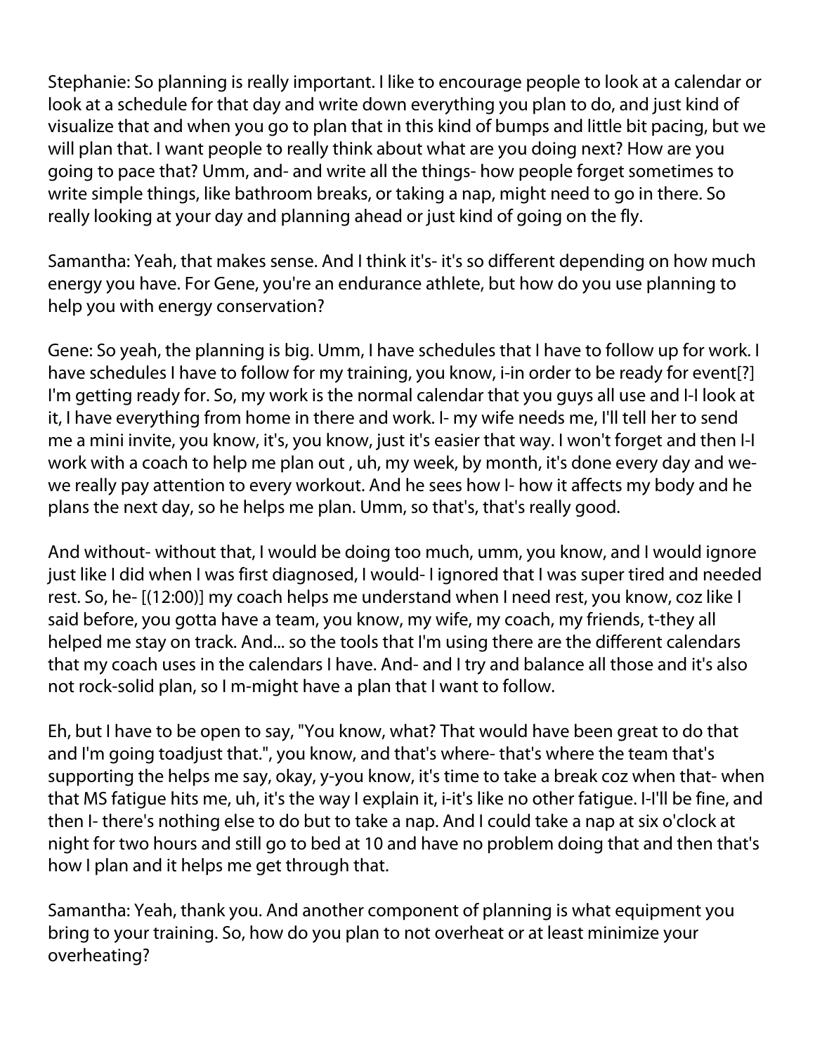Stephanie: So planning is really important. I like to encourage people to look at a calendar or look at a schedule for that day and write down everything you plan to do, and just kind of visualize that and when you go to plan that in this kind of bumps and little bit pacing, but we will plan that. I want people to really think about what are you doing next? How are you going to pace that? Umm, and- and write all the things- how people forget sometimes to write simple things, like bathroom breaks, or taking a nap, might need to go in there. So really looking at your day and planning ahead or just kind of going on the fly.

Samantha: Yeah, that makes sense. And I think it's- it's so different depending on how much energy you have. For Gene, you're an endurance athlete, but how do you use planning to help you with energy conservation?

Gene: So yeah, the planning is big. Umm, I have schedules that I have to follow up for work. I have schedules I have to follow for my training, you know, i-in order to be ready for event[?] I'm getting ready for. So, my work is the normal calendar that you guys all use and I-I look at it, I have everything from home in there and work. I- my wife needs me, I'll tell her to send me a mini invite, you know, it's, you know, just it's easier that way. I won't forget and then I-I work with a coach to help me plan out , uh, my week, by month, it's done every day and we- we really pay attention to every workout. And he sees how I- how it affects my body and he plans the next day, so he helps me plan. Umm, so that's, that's really good.

And without- without that, I would be doing too much, umm, you know, and I would ignore just like I did when I was first diagnosed, I would- I ignored that I was super tired and needed rest. So, he- [(12:00)] my coach helps me understand when I need rest, you know, coz like I said before, you gotta have a team, you know, my wife, my coach, my friends, t-they all helped me stay on track. And... so the tools that I'm using there are the different calendars that my coach uses in the calendars I have. And- and I try and balance all those and it's also not rock-solid plan, so I m-might have a plan that I want to follow.

Eh, but I have to be open to say, "You know, what? That would have been great to do that and I'm going toadjust that.", you know, and that's where- that's where the team that's supporting the helps me say, okay, y-you know, it's time to take a break coz when that- when that MS fatigue hits me, uh, it's the way I explain it, i-it's like no other fatigue. I-I'll be fine, and then I- there's nothing else to do but to take a nap. And I could take a nap at six o'clock at night for two hours and still go to bed at 10 and have no problem doing that and then that's how I plan and it helps me get through that.

Samantha: Yeah, thank you. And another component of planning is what equipment you bring to your training. So, how do you plan to not overheat or at least minimize your overheating?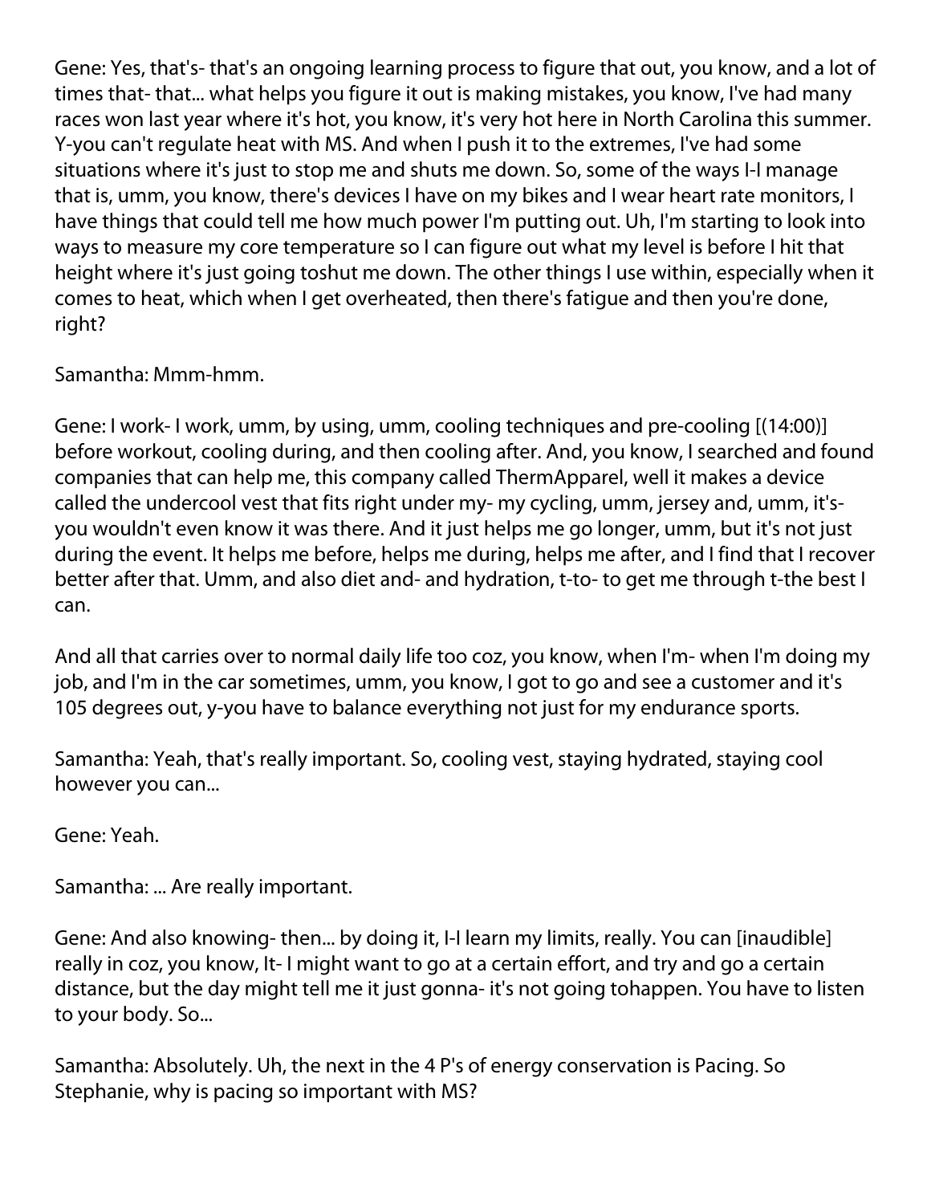Gene: Yes, that's- that's an ongoing learning process to figure that out, you know, and a lot of times that- that... what helps you figure it out is making mistakes, you know, I've had many races won last year where it's hot, you know, it's very hot here in North Carolina this summer. Y-you can't regulate heat with MS. And when I push it to the extremes, I've had some situations where it's just to stop me and shuts me down. So, some of the ways I-I manage that is, umm, you know, there's devices I have on my bikes and I wear heart rate monitors, I have things that could tell me how much power I'm putting out. Uh, I'm starting to look into ways to measure my core temperature so I can figure out what my level is before I hit that height where it's just going toshut me down. The other things I use within, especially when it comes to heat, which when I get overheated, then there's fatigue and then you're done, right?

Samantha: Mmm-hmm.

Gene: I work- I work, umm, by using, umm, cooling techniques and pre-cooling [(14:00)] before workout, cooling during, and then cooling after. And, you know, I searched and found companies that can help me, this company called ThermApparel, well it makes a device called the undercool vest that fits right under my- my cycling, umm, jersey and, umm, it's- you wouldn't even know it was there. And it just helps me go longer, umm, but it's not just during the event. It helps me before, helps me during, helps me after, and I find that I recover better after that. Umm, and also diet and- and hydration, t-to- to get me through t-the best I can.

And all that carries over to normal daily life too coz, you know, when I'm- when I'm doing my job, and I'm in the car sometimes, umm, you know, I got to go and see a customer and it's 105 degrees out, y-you have to balance everything not just for my endurance sports.

Samantha: Yeah, that's really important. So, cooling vest, staying hydrated, staying cool however you can...

Gene: Yeah.

Samantha: ... Are really important.

Gene: And also knowing- then... by doing it, I-I learn my limits, really. You can [inaudible] really in coz, you know, It- I might want to go at a certain effort, and try and go a certain distance, but the day might tell me it just gonna- it's not going tohappen. You have to listen to your body. So...

Samantha: Absolutely. Uh, the next in the 4 P's of energy conservation is Pacing. So Stephanie, why is pacing so important with MS?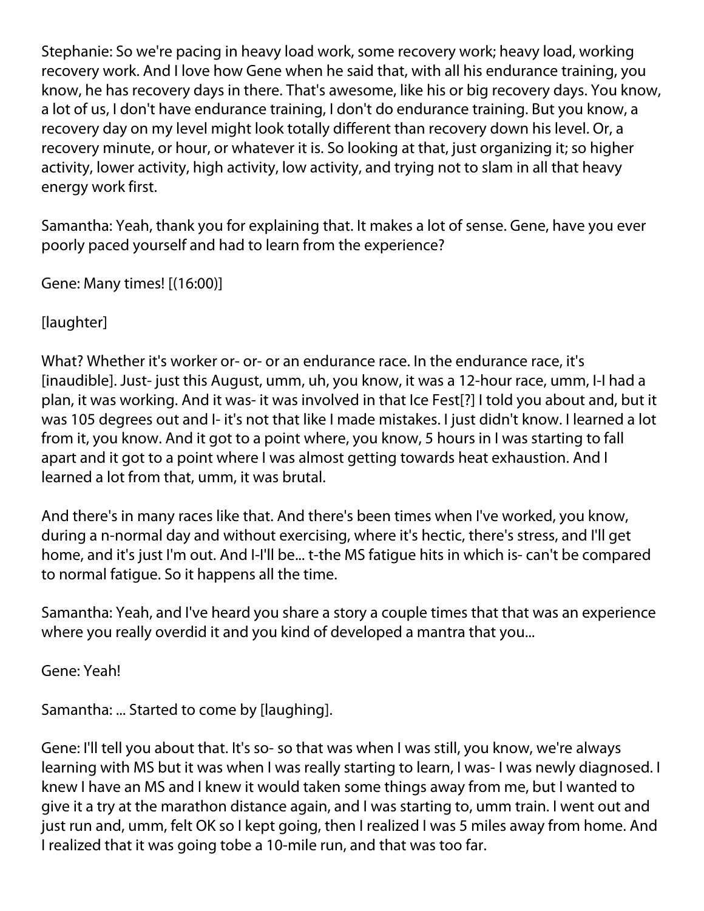Stephanie: So we're pacing in heavy load work, some recovery work; heavy load, working recovery work. And I love how Gene when he said that, with all his endurance training, you know, he has recovery days in there. That's awesome, like his or big recovery days. You know, a lot of us, I don't have endurance training, I don't do endurance training. But you know, a recovery day on my level might look totally different than recovery down his level. Or, a recovery minute, or hour, or whatever it is. So looking at that, just organizing it; so higher activity, lower activity, high activity, low activity, and trying not to slam in all that heavy energy work first.

Samantha: Yeah, thank you for explaining that. It makes a lot of sense. Gene, have you ever poorly paced yourself and had to learn from the experience?

Gene: Many times! [(16:00)]

[laughter]

What? Whether it's worker or- or- or an endurance race. In the endurance race, it's [inaudible]. Just- just this August, umm, uh, you know, it was a 12-hour race, umm, I-I had a plan, it was working. And it was- it was involved in that Ice Fest[?] I told you about and, but it was 105 degrees out and I- it's not that like I made mistakes. I just didn't know. I learned a lot from it, you know. And it got to a point where, you know, 5 hours in I was starting to fall apart and it got to a point where I was almost getting towards heat exhaustion. And I learned a lot from that, umm, it was brutal.

And there's in many races like that. And there's been times when I've worked, you know, during a n-normal day and without exercising, where it's hectic, there's stress, and I'll get home, and it's just I'm out. And I-I'll be... t-the MS fatigue hits in which is- can't be compared to normal fatigue. So it happens all the time.

Samantha: Yeah, and I've heard you share a story a couple times that that was an experience where you really overdid it and you kind of developed a mantra that you...

Gene: Yeah!

Samantha: ... Started to come by [laughing].

Gene: I'll tell you about that. It's so- so that was when I was still, you know, we're always learning with MS but it was when I was really starting to learn, I was- I was newly diagnosed. I knew I have an MS and I knew it would taken some things away from me, but I wanted to give it a try at the marathon distance again, and I was starting to, umm train. I went out and just run and, umm, felt OK so I kept going, then I realized I was 5 miles away from home. And I realized that it was going tobe a 10-mile run, and that was too far.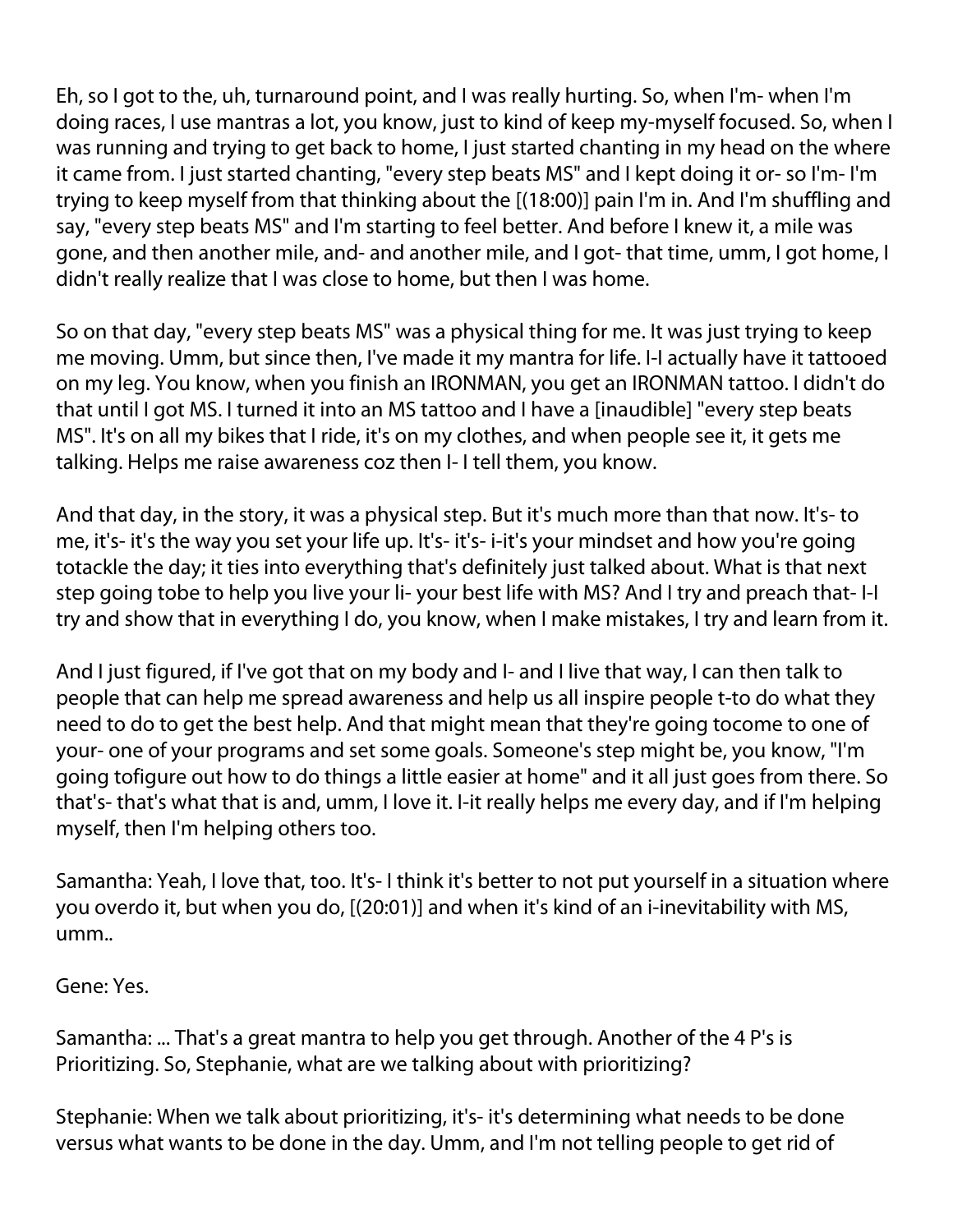Eh, so I got to the, uh, turnaround point, and I was really hurting. So, when I'm- when I'm doing races, I use mantras a lot, you know, just to kind of keep my-myself focused. So, when I was running and trying to get back to home, I just started chanting in my head on the where it came from. I just started chanting, "every step beats MS" and I kept doing it or- so I'm- I'm trying to keep myself from that thinking about the [(18:00)] pain I'm in. And I'm shuffling and say, "every step beats MS" and I'm starting to feel better. And before I knew it, a mile was gone, and then another mile, and- and another mile, and I got- that time, umm, I got home, I didn't really realize that I was close to home, but then I was home.

So on that day, "every step beats MS" was a physical thing for me. It was just trying to keep me moving. Umm, but since then, I've made it my mantra for life. I-I actually have it tattooed on my leg. You know, when you finish an IRONMAN, you get an IRONMAN tattoo. I didn't do that until I got MS. I turned it into an MS tattoo and I have a [inaudible] "every step beats MS". It's on all my bikes that I ride, it's on my clothes, and when people see it, it gets me talking. Helps me raise awareness coz then I- I tell them, you know.

And that day, in the story, it was a physical step. But it's much more than that now. It's- to me, it's- it's the way you set your life up. It's- it's- i-it's your mindset and how you're going totackle the day; it ties into everything that's definitely just talked about. What is that next step going tobe to help you live your li- your best life with MS? And I try and preach that- I-I try and show that in everything I do, you know, when I make mistakes, I try and learn from it.

And I just figured, if I've got that on my body and I- and I live that way, I can then talk to people that can help me spread awareness and help us all inspire people t-to do what they need to do to get the best help. And that might mean that they're going tocome to one of your- one of your programs and set some goals. Someone's step might be, you know, "I'm going tofigure out how to do things a little easier at home" and it all just goes from there. So that's- that's what that is and, umm, I love it. I-it really helps me every day, and if I'm helping myself, then I'm helping others too.

Samantha: Yeah, I love that, too. It's- I think it's better to not put yourself in a situation where you overdo it, but when you do, [(20:01)] and when it's kind of an i-inevitability with MS, umm..

Gene: Yes.

Samantha: ... That's a great mantra to help you get through. Another of the 4 P's is Prioritizing. So, Stephanie, what are we talking about with prioritizing?

Stephanie: When we talk about prioritizing, it's- it's determining what needs to be done versus what wants to be done in the day. Umm, and I'm not telling people to get rid of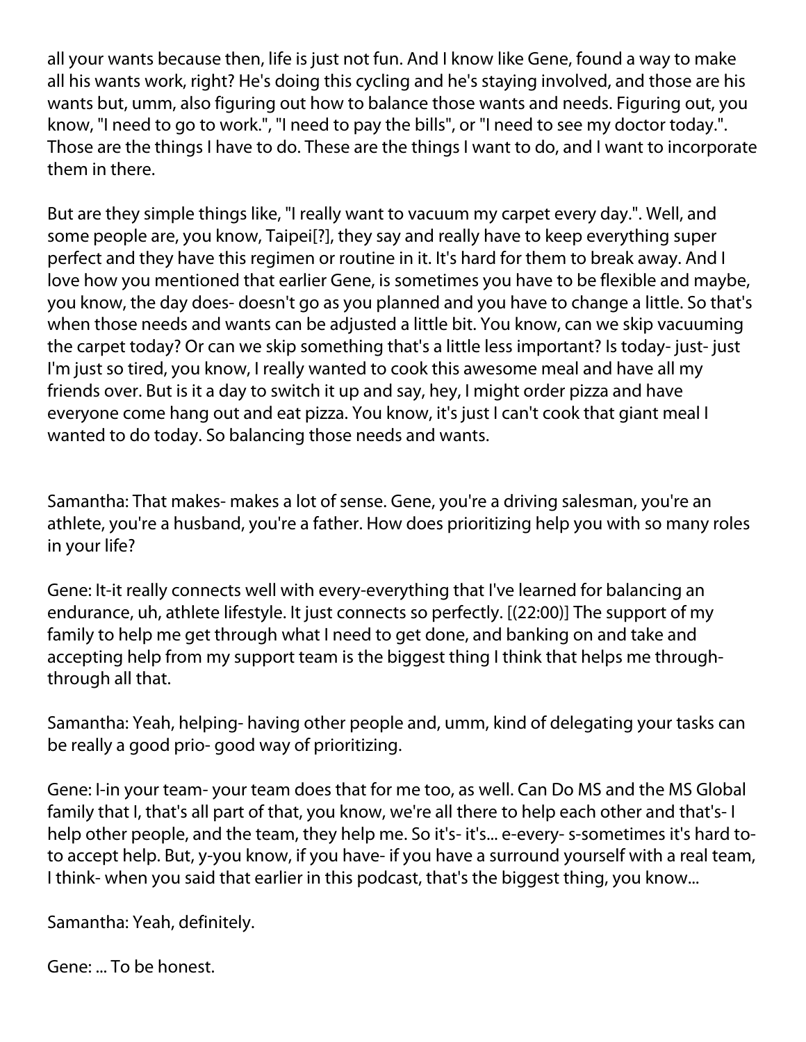all your wants because then, life is just not fun. And I know like Gene, found a way to make all his wants work, right? He's doing this cycling and he's staying involved, and those are his wants but, umm, also figuring out how to balance those wants and needs. Figuring out, you know, "I need to go to work.", "I need to pay the bills", or "I need to see my doctor today.". Those are the things I have to do. These are the things I want to do, and I want to incorporate them in there.

But are they simple things like, "I really want to vacuum my carpet every day.". Well, and some people are, you know, Taipei[?], they say and really have to keep everything super perfect and they have this regimen or routine in it. It's hard for them to break away. And I love how you mentioned that earlier Gene, is sometimes you have to be flexible and maybe, you know, the day does- doesn't go as you planned and you have to change a little. So that's when those needs and wants can be adjusted a little bit. You know, can we skip vacuuming the carpet today? Or can we skip something that's a little less important? Is today- just- just I'm just so tired, you know, I really wanted to cook this awesome meal and have all my friends over. But is it a day to switch it up and say, hey, I might order pizza and have everyone come hang out and eat pizza. You know, it's just I can't cook that giant meal I wanted to do today. So balancing those needs and wants.

Samantha: That makes- makes a lot of sense. Gene, you're a driving salesman, you're an athlete, you're a husband, you're a father. How does prioritizing help you with so many roles in your life?

Gene: It-it really connects well with every-everything that I've learned for balancing an endurance, uh, athlete lifestyle. It just connects so perfectly. [(22:00)] The support of my family to help me get through what I need to get done, and banking on and take and accepting help from my support team is the biggest thing I think that helps me through-through all that.

Samantha: Yeah, helping- having other people and, umm, kind of delegating your tasks can be really a good prio- good way of prioritizing.

Gene: I-in your team- your team does that for me too, as well. Can Do MS and the MS Global family that I, that's all part of that, you know, we're all there to help each other and that's- I help other people, and the team, they help me. So it's- it's... e-every- s-sometimes it's hard to-to accept help. But, y-you know, if you have- if you have a surround yourself with a real team, I think- when you said that earlier in this podcast, that's the biggest thing, you know...

Samantha: Yeah, definitely.

Gene: ... To be honest.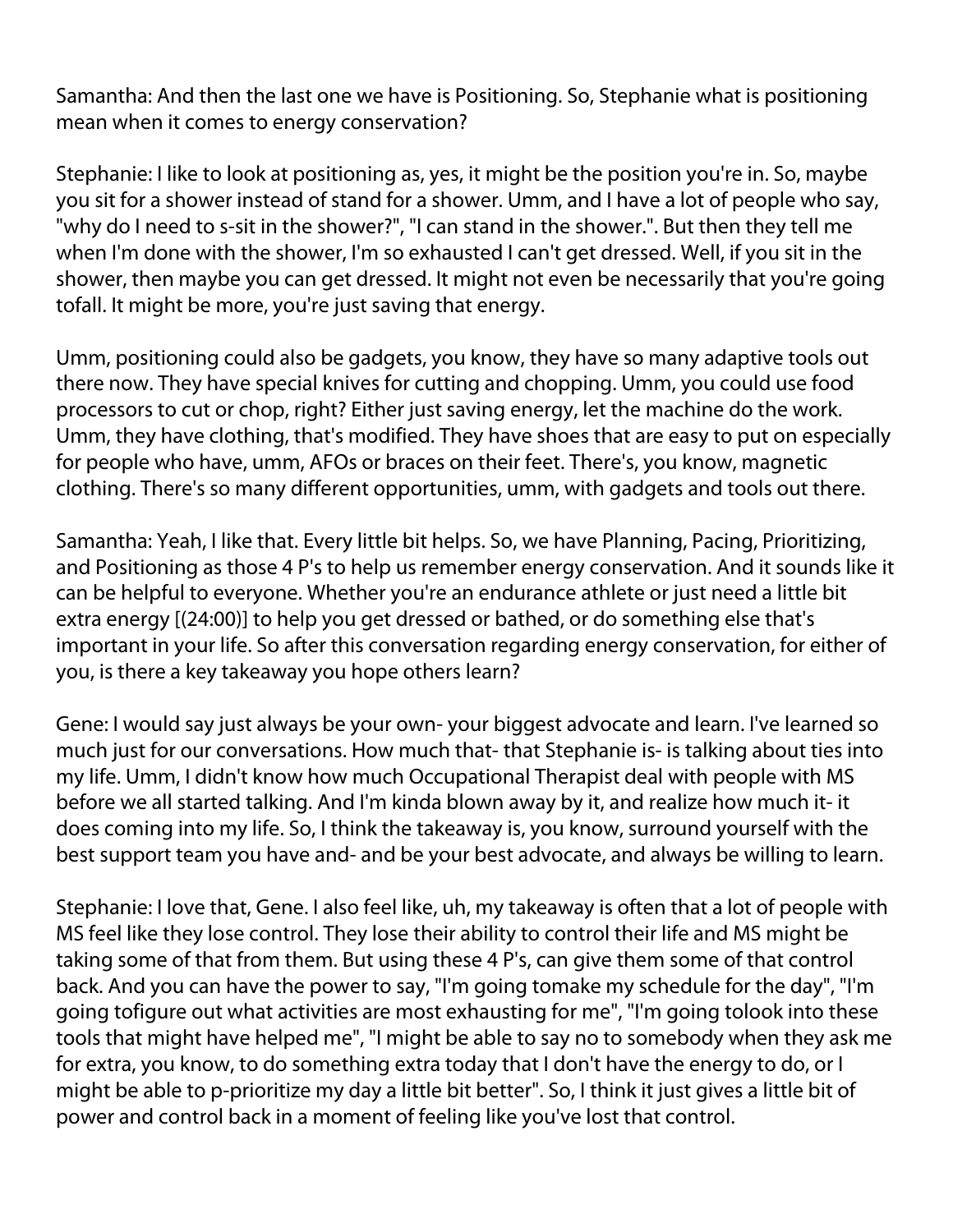Samantha: And then the last one we have is Positioning. So, Stephanie what is positioning mean when it comes to energy conservation?

Stephanie: I like to look at positioning as, yes, it might be the position you're in. So, maybe you sit for a shower instead of stand for a shower. Umm, and I have a lot of people who say, "why do I need to s-sit in the shower?", "I can stand in the shower.". But then they tell me when I'm done with the shower, I'm so exhausted I can't get dressed. Well, if you sit in the shower, then maybe you can get dressed. It might not even be necessarily that you're going tofall. It might be more, you're just saving that energy.

Umm, positioning could also be gadgets, you know, they have so many adaptive tools out there now. They have special knives for cutting and chopping. Umm, you could use food processors to cut or chop, right? Either just saving energy, let the machine do the work. Umm, they have clothing, that's modified. They have shoes that are easy to put on especially for people who have, umm, AFOs or braces on their feet. There's, you know, magnetic clothing. There's so many different opportunities, umm, with gadgets and tools out there.

Samantha: Yeah, I like that. Every little bit helps. So, we have Planning, Pacing, Prioritizing, and Positioning as those 4 P's to help us remember energy conservation. And it sounds like it can be helpful to everyone. Whether you're an endurance athlete or just need a little bit extra energy [(24:00)] to help you get dressed or bathed, or do something else that's important in your life. So after this conversation regarding energy conservation, for either of you, is there a key takeaway you hope others learn?

Gene: I would say just always be your own- your biggest advocate and learn. I've learned so much just for our conversations. How much that- that Stephanie is- is talking about ties into my life. Umm, I didn't know how much Occupational Therapist deal with people with MS before we all started talking. And I'm kinda blown away by it, and realize how much it- it does coming into my life. So, I think the takeaway is, you know, surround yourself with the best support team you have and- and be your best advocate, and always be willing to learn.

Stephanie: I love that, Gene. I also feel like, uh, my takeaway is often that a lot of people with MS feel like they lose control. They lose their ability to control their life and MS might be taking some of that from them. But using these 4 P's, can give them some of that control back. And you can have the power to say, "I'm going tomake my schedule for the day", "I'm going tofigure out what activities are most exhausting for me", "I'm going tolook into these tools that might have helped me", "I might be able to say no to somebody when they ask me for extra, you know, to do something extra today that I don't have the energy to do, or I might be able to p-prioritize my day a little bit better". So, I think it just gives a little bit of power and control back in a moment of feeling like you've lost that control.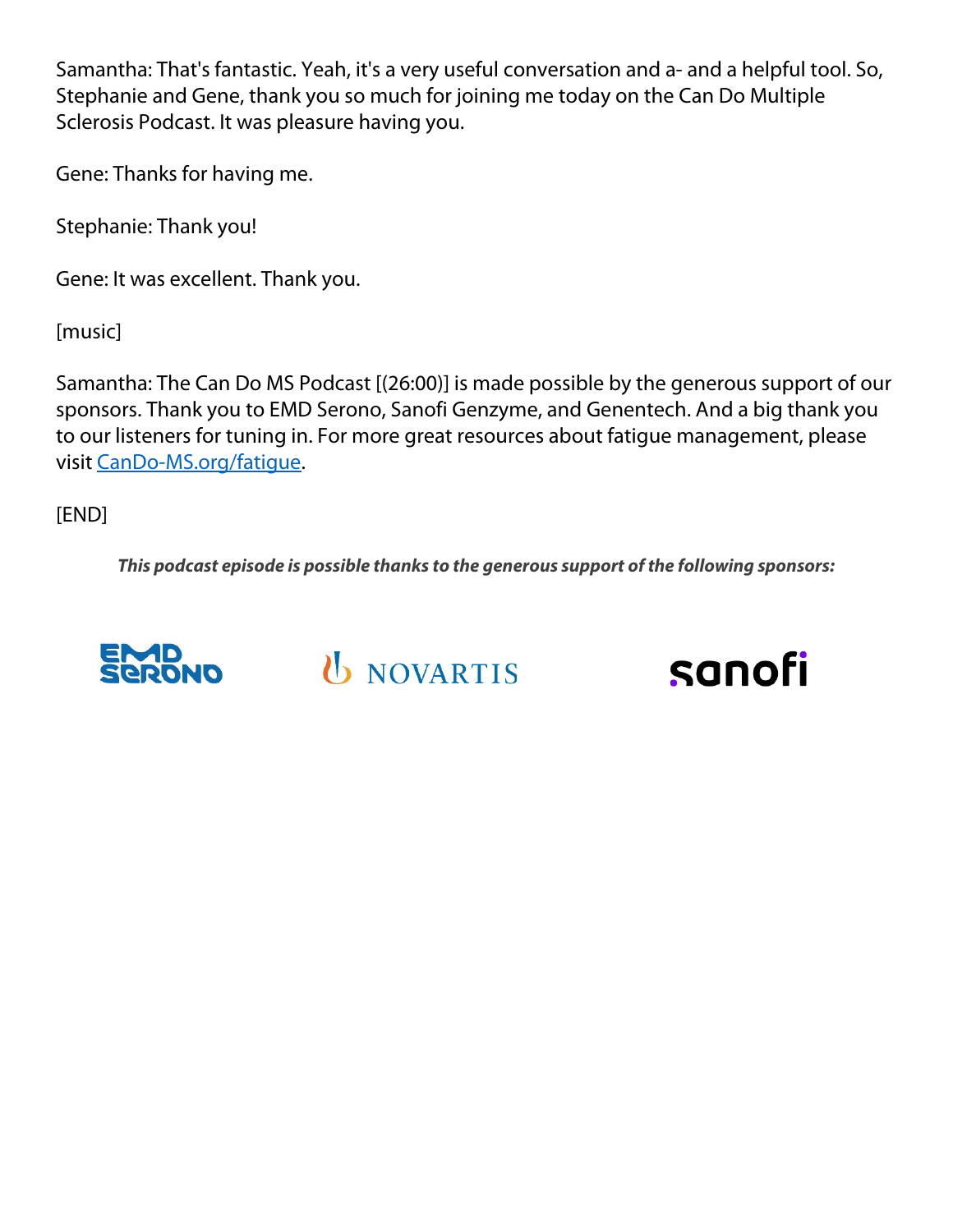Samantha: That's fantastic. Yeah, it's a very useful conversation and a- and a helpful tool. So, Stephanie and Gene, thank you so much for joining me today on the Can Do Multiple Sclerosis Podcast. It was pleasure having you.

Gene: Thanks for having me.

Stephanie: Thank you!

Gene: It was excellent. Thank you.

[music]

Samantha: The Can Do MS Podcast [(26:00)] is made possible by the generous support of our sponsors. Thank you to EMD Serono, Sanofi Genzyme, and Genentech. And a big thank you to our listeners for tuning in. For more great resources about fatigue management, please visit [CanDo-MS.org/fatigue](CanDo-MS.org/fatigue).

[END]

***This podcast episode is possible thanks to the generous support of the following sponsors:***

EMD SERONO NOVARTIS sanofi